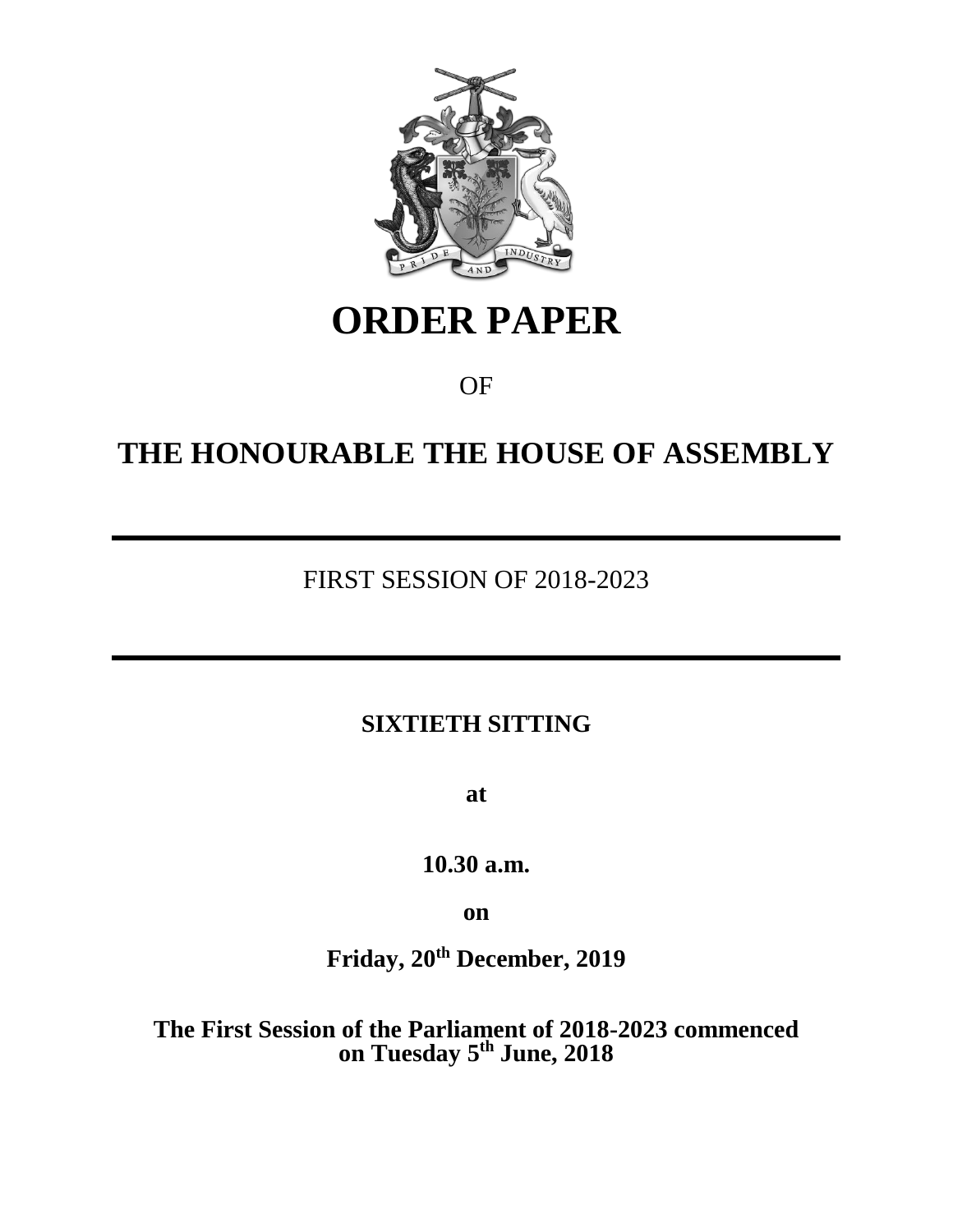# ORDER PAPER

OF

# THE HONOURABLE THE HOUSE OF ASSEMBLY

---

FIRST SESSION OF 2018-2023

---

**SIXTIETH SITTING**

**at**

**10.30 a.m.**

**on**

**Friday, 20th December, 2019**

**The First Session of the Parliament of 2018-2023 commenced on Tuesday 5th June, 2018**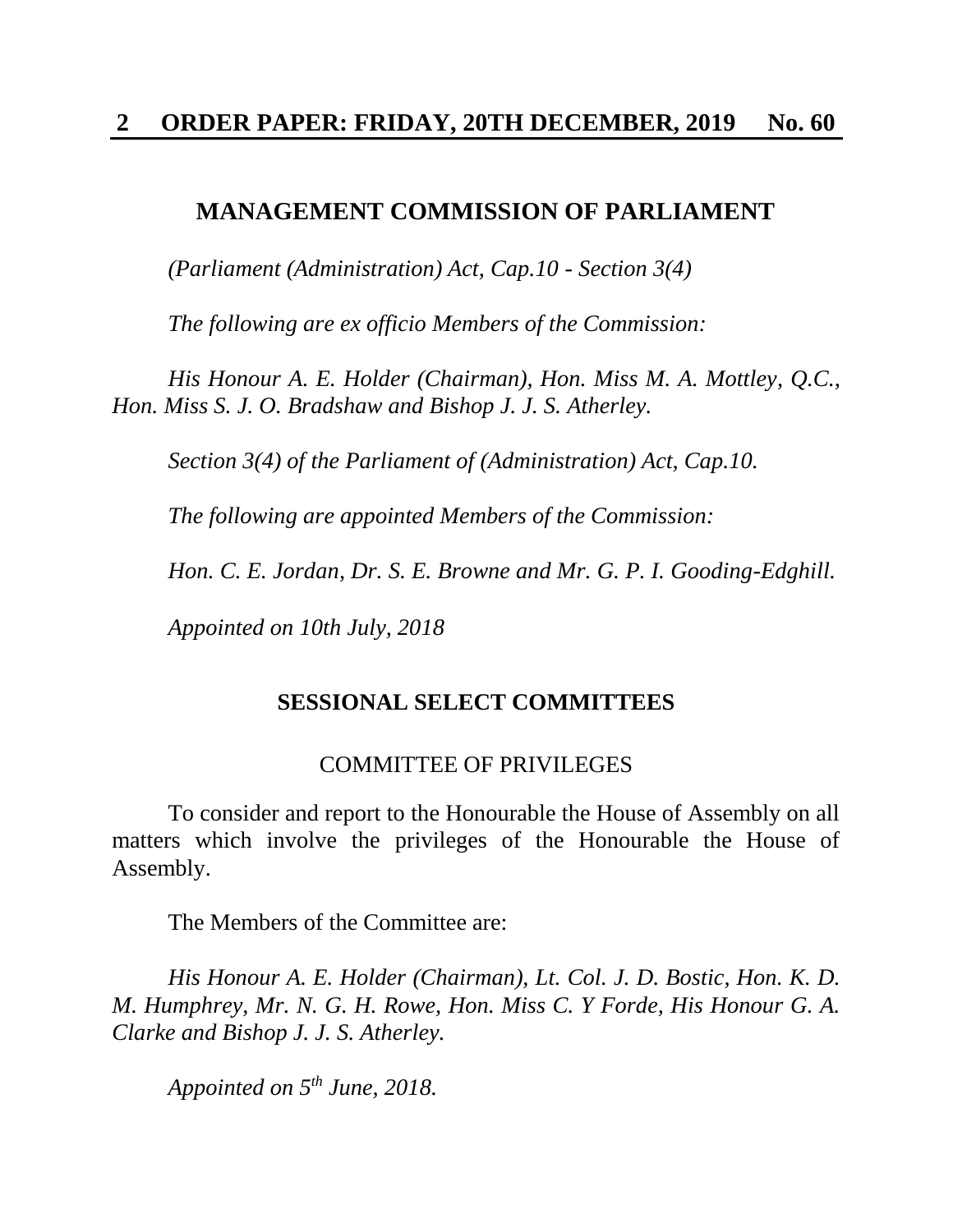## MANAGEMENT COMMISSION OF PARLIAMENT

*(Parliament (Administration) Act, Cap.10 - Section 3(4)*

*The following are ex officio Members of the Commission:*

*His Honour A. E. Holder (Chairman), Hon. Miss M. A. Mottley, Q.C., Hon. Miss S. J. O. Bradshaw and Bishop J. J. S. Atherley.*

*Section 3(4) of the Parliament of (Administration) Act, Cap.10.*

*The following are appointed Members of the Commission:*

*Hon. C. E. Jordan, Dr. S. E. Browne and Mr. G. P. I. Gooding-Edghill.*

*Appointed on 10th July, 2018*

### SESSIONAL SELECT COMMITTEES

COMMITTEE OF PRIVILEGES

To consider and report to the Honourable the House of Assembly on all matters which involve the privileges of the Honourable the House of Assembly.

The Members of the Committee are:

*His Honour A. E. Holder (Chairman), Lt. Col. J. D. Bostic, Hon. K. D. M. Humphrey, Mr. N. G. H. Rowe, Hon. Miss C. Y Forde, His Honour G. A. Clarke and Bishop J. J. S. Atherley.*

*Appointed on 5th June, 2018.*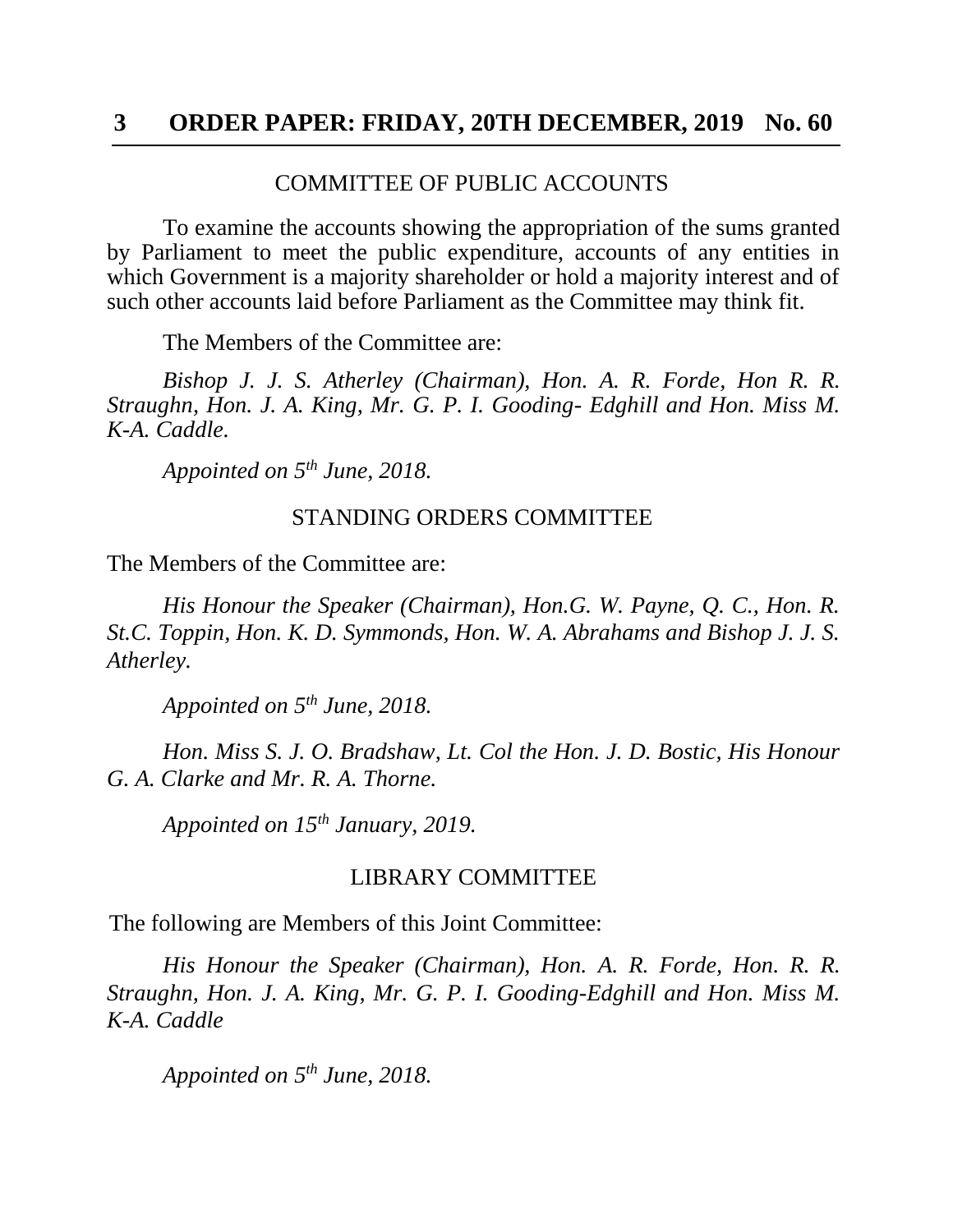## COMMITTEE OF PUBLIC ACCOUNTS

To examine the accounts showing the appropriation of the sums granted by Parliament to meet the public expenditure, accounts of any entities in which Government is a majority shareholder or hold a majority interest and of such other accounts laid before Parliament as the Committee may think fit.

The Members of the Committee are:

*Bishop J. J. S. Atherley (Chairman), Hon. A. R. Forde, Hon R. R. Straughn, Hon. J. A. King, Mr. G. P. I. Gooding- Edghill and Hon. Miss M. K-A. Caddle.*

*Appointed on 5th June, 2018.*

## STANDING ORDERS COMMITTEE

The Members of the Committee are:

*His Honour the Speaker (Chairman), Hon.G. W. Payne, Q. C., Hon. R. St.C. Toppin, Hon. K. D. Symmonds, Hon. W. A. Abrahams and Bishop J. J. S. Atherley.*

*Appointed on 5th June, 2018.*

*Hon. Miss S. J. O. Bradshaw, Lt. Col the Hon. J. D. Bostic, His Honour G. A. Clarke and Mr. R. A. Thorne.*

*Appointed on 15th January, 2019.*

## LIBRARY COMMITTEE

The following are Members of this Joint Committee:

*His Honour the Speaker (Chairman), Hon. A. R. Forde, Hon. R. R. Straughn, Hon. J. A. King, Mr. G. P. I. Gooding-Edghill and Hon. Miss M. K-A. Caddle*

*Appointed on 5th June, 2018.*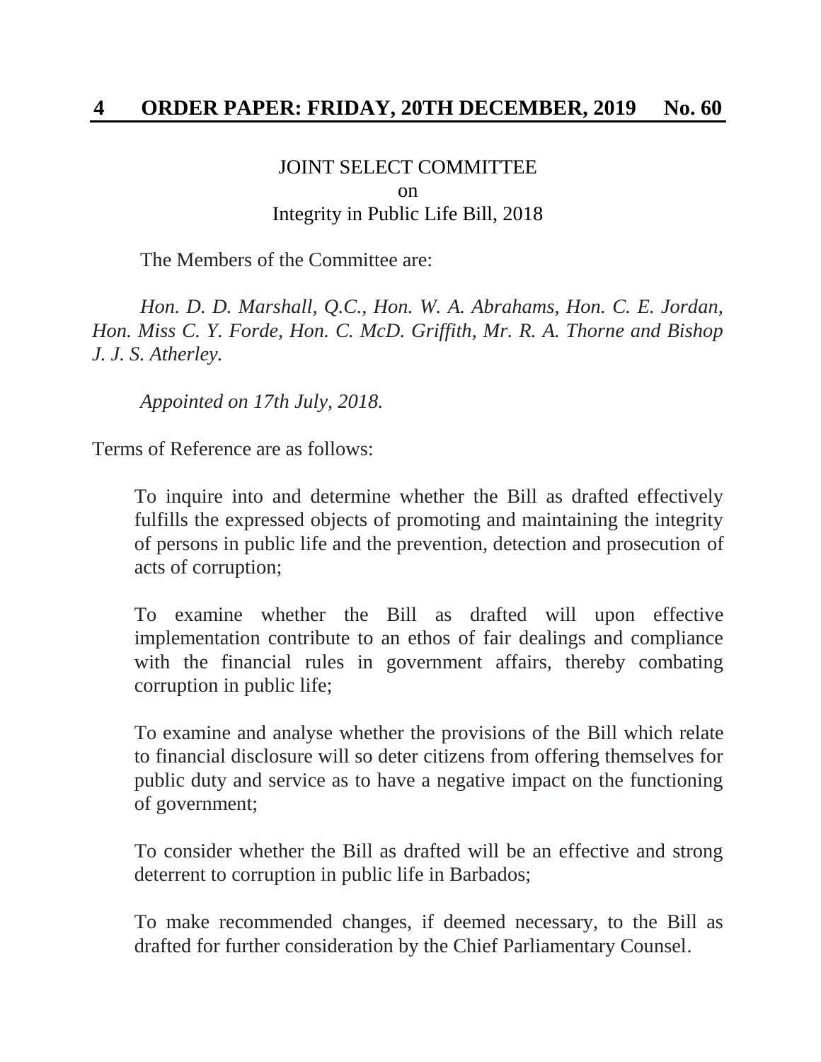## JOINT SELECT COMMITTEE
## on
## Integrity in Public Life Bill, 2018

The Members of the Committee are:

*Hon. D. D. Marshall, Q.C., Hon. W. A. Abrahams, Hon. C. E. Jordan, Hon. Miss C. Y. Forde, Hon. C. McD. Griffith, Mr. R. A. Thorne and Bishop J. J. S. Atherley.*

*Appointed on 17th July, 2018.*

Terms of Reference are as follows:

To inquire into and determine whether the Bill as drafted effectively fulfills the expressed objects of promoting and maintaining the integrity of persons in public life and the prevention, detection and prosecution of acts of corruption;

To examine whether the Bill as drafted will upon effective implementation contribute to an ethos of fair dealings and compliance with the financial rules in government affairs, thereby combating corruption in public life;

To examine and analyse whether the provisions of the Bill which relate to financial disclosure will so deter citizens from offering themselves for public duty and service as to have a negative impact on the functioning of government;

To consider whether the Bill as drafted will be an effective and strong deterrent to corruption in public life in Barbados;

To make recommended changes, if deemed necessary, to the Bill as drafted for further consideration by the Chief Parliamentary Counsel.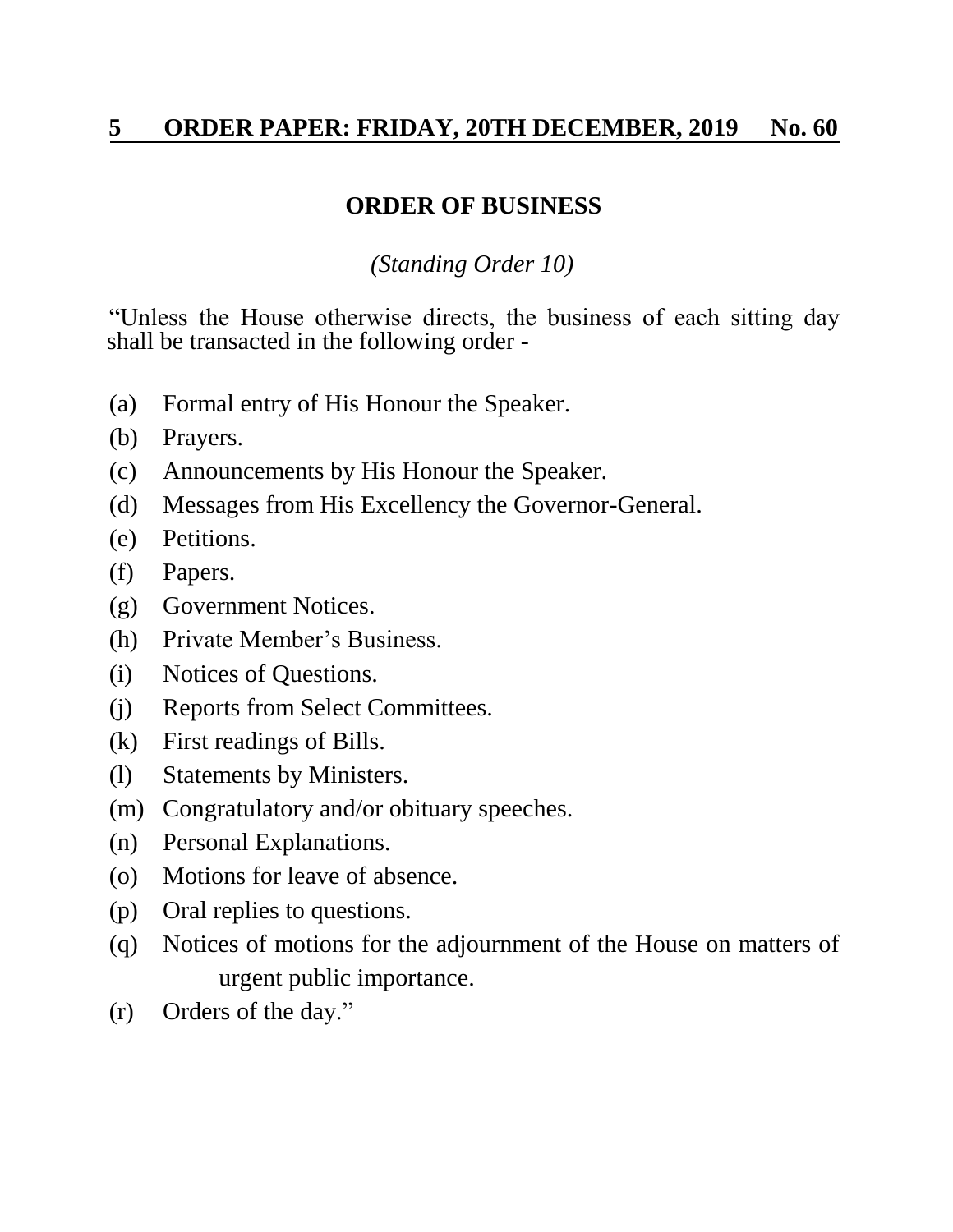## ORDER OF BUSINESS

*(Standing Order 10)*

"Unless the House otherwise directs, the business of each sitting day shall be transacted in the following order -

(a) Formal entry of His Honour the Speaker.

(b) Prayers.

(c) Announcements by His Honour the Speaker.

(d) Messages from His Excellency the Governor-General.

(e) Petitions.

(f) Papers.

(g) Government Notices.

(h) Private Member's Business.

(i) Notices of Questions.

(j) Reports from Select Committees.

(k) First readings of Bills.

(l) Statements by Ministers.

(m) Congratulatory and/or obituary speeches.

(n) Personal Explanations.

(o) Motions for leave of absence.

(p) Oral replies to questions.

(q) Notices of motions for the adjournment of the House on matters of urgent public importance.

(r) Orders of the day."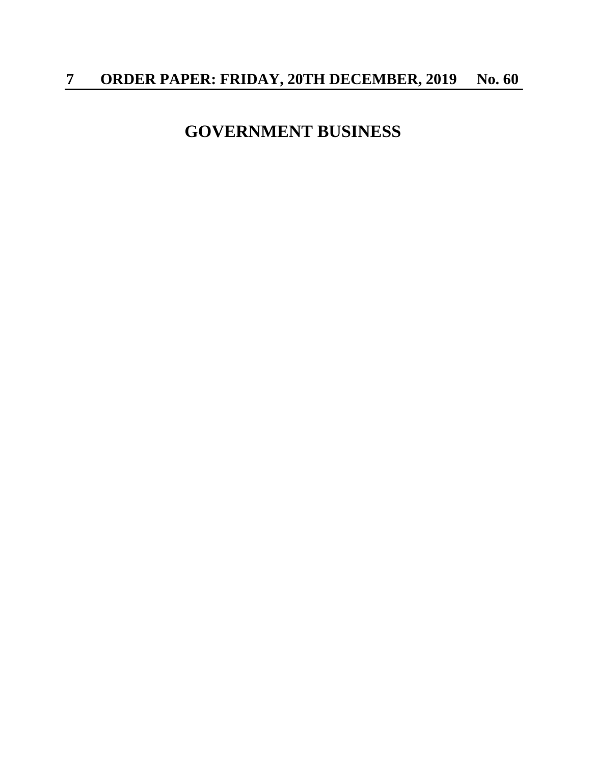# GOVERNMENT BUSINESS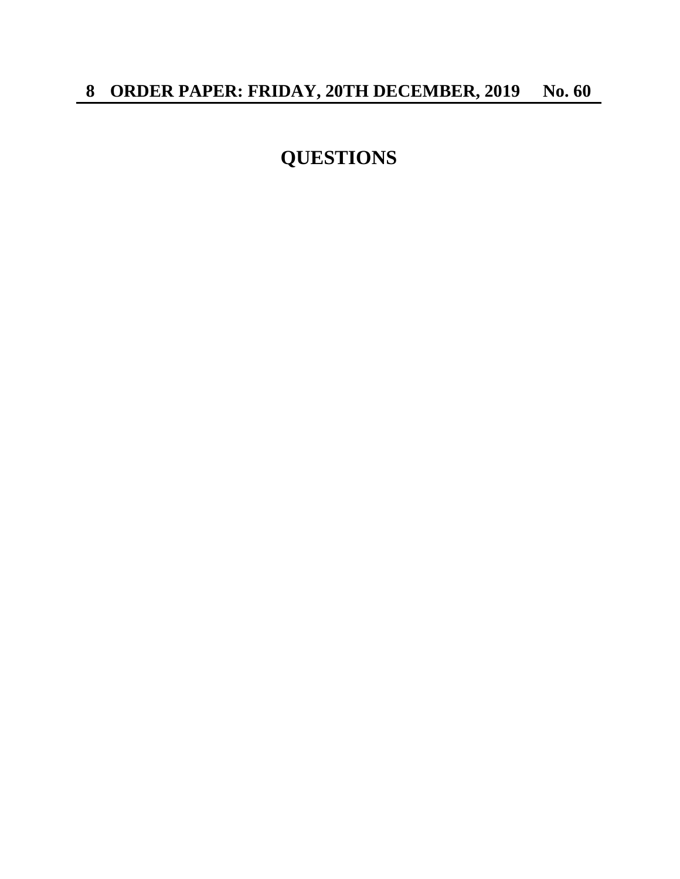# QUESTIONS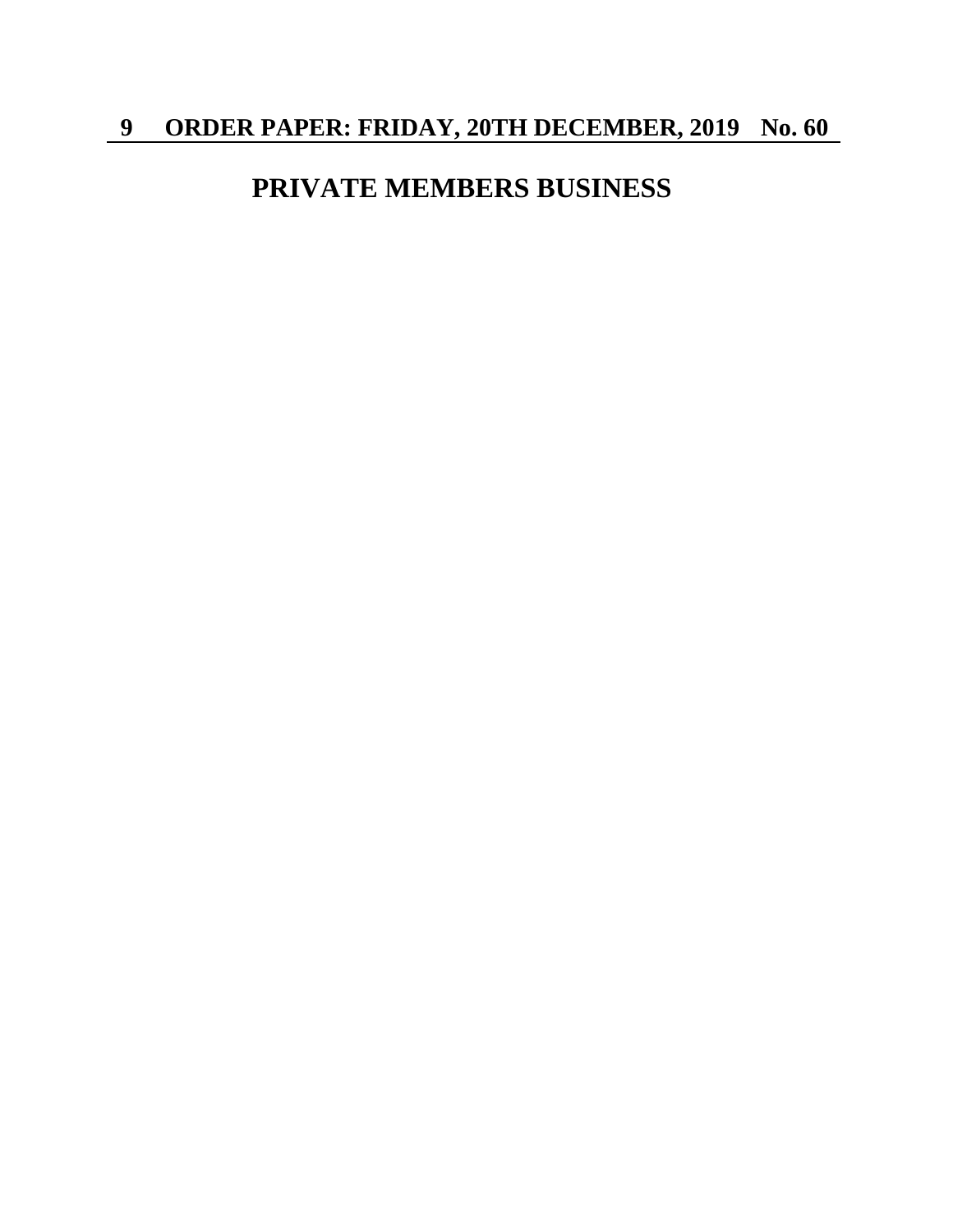# PRIVATE MEMBERS BUSINESS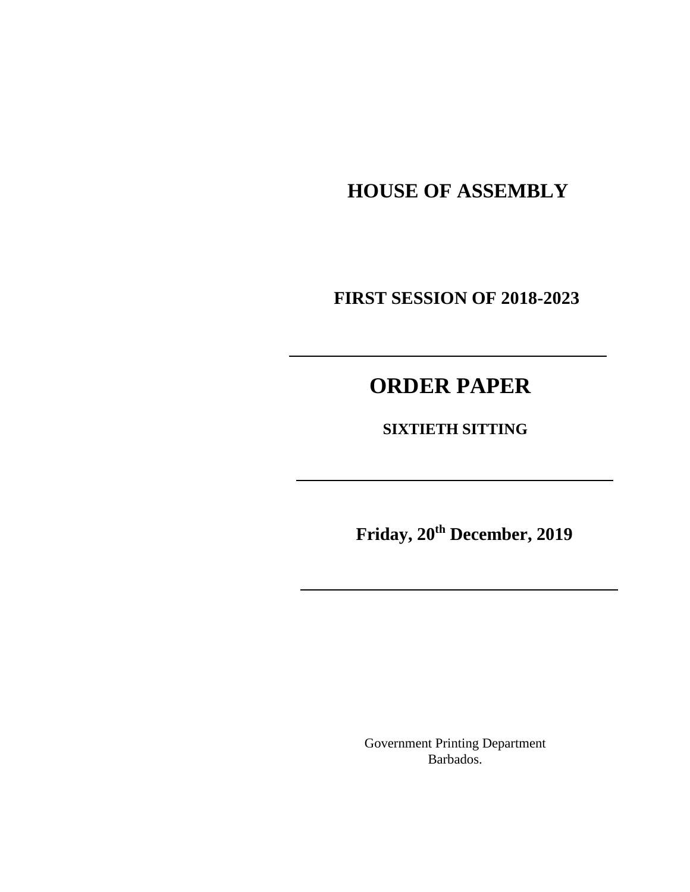# HOUSE OF ASSEMBLY

## FIRST SESSION OF 2018-2023

---

# ORDER PAPER

### SIXTIETH SITTING

---

## Friday, 20th December, 2019

---

Government Printing Department
Barbados.